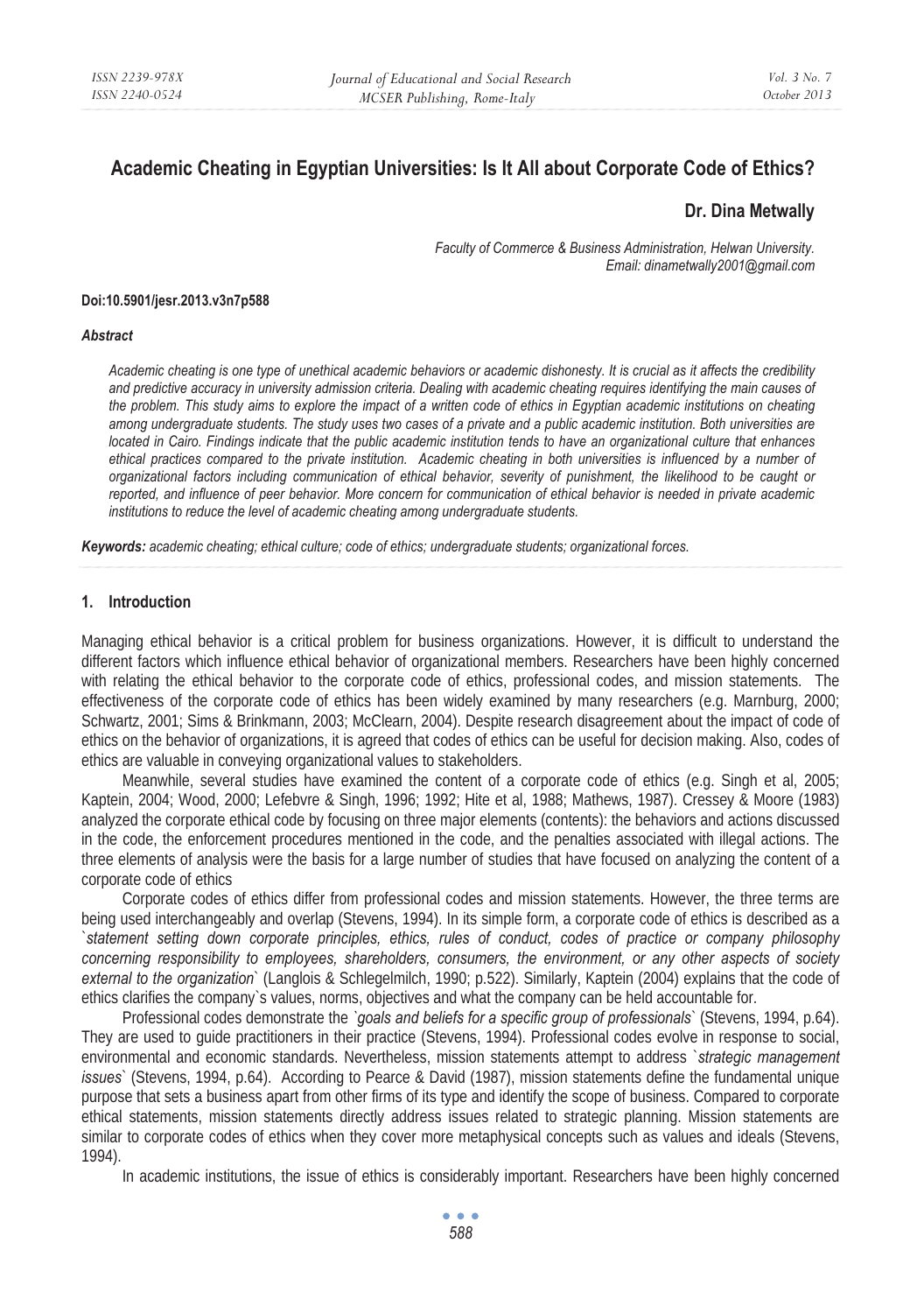# Academic Cheating in Egyptian Universities: Is It All about Corporate Code of Ethics?

**Dr. Dina Metwally**

*Faculty of Commerce & Business Administration, Helwan University.*
*Email: dinametwally2001@gmail.com*

**Doi:10.5901/jesr.2013.v3n7p588**

***Abstract***

*Academic cheating is one type of unethical academic behaviors or academic dishonesty. It is crucial as it affects the credibility and predictive accuracy in university admission criteria. Dealing with academic cheating requires identifying the main causes of the problem. This study aims to explore the impact of a written code of ethics in Egyptian academic institutions on cheating among undergraduate students. The study uses two cases of a private and a public academic institution. Both universities are located in Cairo. Findings indicate that the public academic institution tends to have an organizational culture that enhances ethical practices compared to the private institution. Academic cheating in both universities is influenced by a number of organizational factors including communication of ethical behavior, severity of punishment, the likelihood to be caught or reported, and influence of peer behavior. More concern for communication of ethical behavior is needed in private academic institutions to reduce the level of academic cheating among undergraduate students.*

***Keywords:*** *academic cheating; ethical culture; code of ethics; undergraduate students; organizational forces.*

## 1. Introduction

Managing ethical behavior is a critical problem for business organizations. However, it is difficult to understand the different factors which influence ethical behavior of organizational members. Researchers have been highly concerned with relating the ethical behavior to the corporate code of ethics, professional codes, and mission statements. The effectiveness of the corporate code of ethics has been widely examined by many researchers (e.g. Marnburg, 2000; Schwartz, 2001; Sims & Brinkmann, 2003; McClearn, 2004). Despite research disagreement about the impact of code of ethics on the behavior of organizations, it is agreed that codes of ethics can be useful for decision making. Also, codes of ethics are valuable in conveying organizational values to stakeholders.

Meanwhile, several studies have examined the content of a corporate code of ethics (e.g. Singh et al, 2005; Kaptein, 2004; Wood, 2000; Lefebvre & Singh, 1996; 1992; Hite et al, 1988; Mathews, 1987). Cressey & Moore (1983) analyzed the corporate ethical code by focusing on three major elements (contents): the behaviors and actions discussed in the code, the enforcement procedures mentioned in the code, and the penalties associated with illegal actions. The three elements of analysis were the basis for a large number of studies that have focused on analyzing the content of a corporate code of ethics

Corporate codes of ethics differ from professional codes and mission statements. However, the three terms are being used interchangeably and overlap (Stevens, 1994). In its simple form, a corporate code of ethics is described as a `*statement setting down corporate principles, ethics, rules of conduct, codes of practice or company philosophy concerning responsibility to employees, shareholders, consumers, the environment, or any other aspects of society external to the organization*` (Langlois & Schlegelmilch, 1990; p.522). Similarly, Kaptein (2004) explains that the code of ethics clarifies the company`s values, norms, objectives and what the company can be held accountable for.

Professional codes demonstrate the `*goals and beliefs for a specific group of professionals*` (Stevens, 1994, p.64). They are used to guide practitioners in their practice (Stevens, 1994). Professional codes evolve in response to social, environmental and economic standards. Nevertheless, mission statements attempt to address `*strategic management issues*` (Stevens, 1994, p.64). According to Pearce & David (1987), mission statements define the fundamental unique purpose that sets a business apart from other firms of its type and identify the scope of business. Compared to corporate ethical statements, mission statements directly address issues related to strategic planning. Mission statements are similar to corporate codes of ethics when they cover more metaphysical concepts such as values and ideals (Stevens, 1994).

In academic institutions, the issue of ethics is considerably important. Researchers have been highly concerned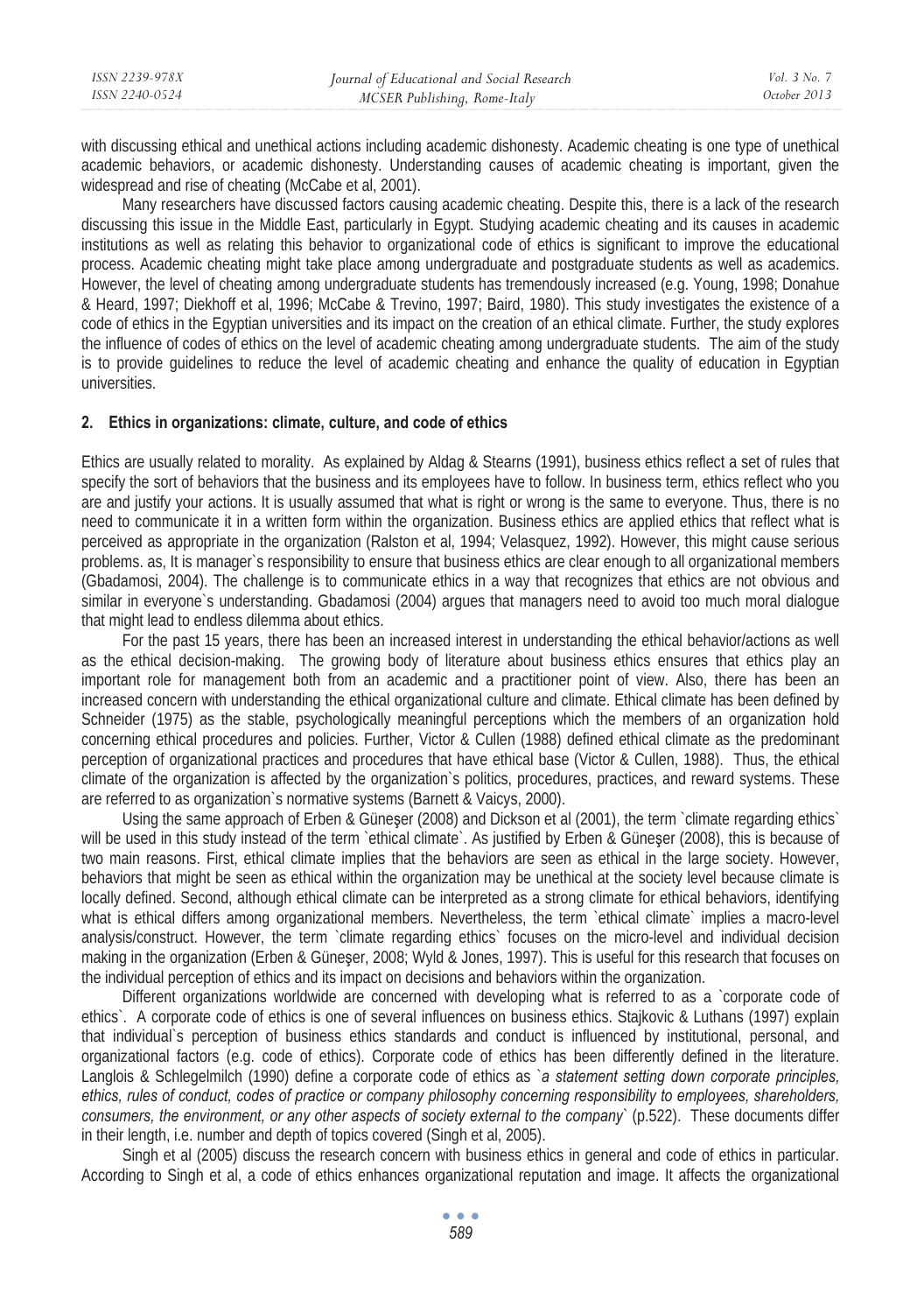with discussing ethical and unethical actions including academic dishonesty. Academic cheating is one type of unethical academic behaviors, or academic dishonesty. Understanding causes of academic cheating is important, given the widespread and rise of cheating (McCabe et al, 2001).

Many researchers have discussed factors causing academic cheating. Despite this, there is a lack of the research discussing this issue in the Middle East, particularly in Egypt. Studying academic cheating and its causes in academic institutions as well as relating this behavior to organizational code of ethics is significant to improve the educational process. Academic cheating might take place among undergraduate and postgraduate students as well as academics. However, the level of cheating among undergraduate students has tremendously increased (e.g. Young, 1998; Donahue & Heard, 1997; Diekhoff et al, 1996; McCabe & Trevino, 1997; Baird, 1980). This study investigates the existence of a code of ethics in the Egyptian universities and its impact on the creation of an ethical climate. Further, the study explores the influence of codes of ethics on the level of academic cheating among undergraduate students. The aim of the study is to provide guidelines to reduce the level of academic cheating and enhance the quality of education in Egyptian universities.

## 2. Ethics in organizations: climate, culture, and code of ethics

Ethics are usually related to morality. As explained by Aldag & Stearns (1991), business ethics reflect a set of rules that specify the sort of behaviors that the business and its employees have to follow. In business term, ethics reflect who you are and justify your actions. It is usually assumed that what is right or wrong is the same to everyone. Thus, there is no need to communicate it in a written form within the organization. Business ethics are applied ethics that reflect what is perceived as appropriate in the organization (Ralston et al, 1994; Velasquez, 1992). However, this might cause serious problems. as, It is manager`s responsibility to ensure that business ethics are clear enough to all organizational members (Gbadamosi, 2004). The challenge is to communicate ethics in a way that recognizes that ethics are not obvious and similar in everyone`s understanding. Gbadamosi (2004) argues that managers need to avoid too much moral dialogue that might lead to endless dilemma about ethics.

For the past 15 years, there has been an increased interest in understanding the ethical behavior/actions as well as the ethical decision-making. The growing body of literature about business ethics ensures that ethics play an important role for management both from an academic and a practitioner point of view. Also, there has been an increased concern with understanding the ethical organizational culture and climate. Ethical climate has been defined by Schneider (1975) as the stable, psychologically meaningful perceptions which the members of an organization hold concerning ethical procedures and policies. Further, Victor & Cullen (1988) defined ethical climate as the predominant perception of organizational practices and procedures that have ethical base (Victor & Cullen, 1988). Thus, the ethical climate of the organization is affected by the organization`s politics, procedures, practices, and reward systems. These are referred to as organization`s normative systems (Barnett & Vaicys, 2000).

Using the same approach of Erben & Güneşer (2008) and Dickson et al (2001), the term `climate regarding ethics` will be used in this study instead of the term `ethical climate`. As justified by Erben & Güneşer (2008), this is because of two main reasons. First, ethical climate implies that the behaviors are seen as ethical in the large society. However, behaviors that might be seen as ethical within the organization may be unethical at the society level because climate is locally defined. Second, although ethical climate can be interpreted as a strong climate for ethical behaviors, identifying what is ethical differs among organizational members. Nevertheless, the term `ethical climate` implies a macro-level analysis/construct. However, the term `climate regarding ethics` focuses on the micro-level and individual decision making in the organization (Erben & Güneşer, 2008; Wyld & Jones, 1997). This is useful for this research that focuses on the individual perception of ethics and its impact on decisions and behaviors within the organization.

Different organizations worldwide are concerned with developing what is referred to as a `corporate code of ethics`. A corporate code of ethics is one of several influences on business ethics. Stajkovic & Luthans (1997) explain that individual`s perception of business ethics standards and conduct is influenced by institutional, personal, and organizational factors (e.g. code of ethics). Corporate code of ethics has been differently defined in the literature. Langlois & Schlegelmilch (1990) define a corporate code of ethics as `*a statement setting down corporate principles, ethics, rules of conduct, codes of practice or company philosophy concerning responsibility to employees, shareholders, consumers, the environment, or any other aspects of society external to the company*` (p.522). These documents differ in their length, i.e. number and depth of topics covered (Singh et al, 2005).

Singh et al (2005) discuss the research concern with business ethics in general and code of ethics in particular. According to Singh et al, a code of ethics enhances organizational reputation and image. It affects the organizational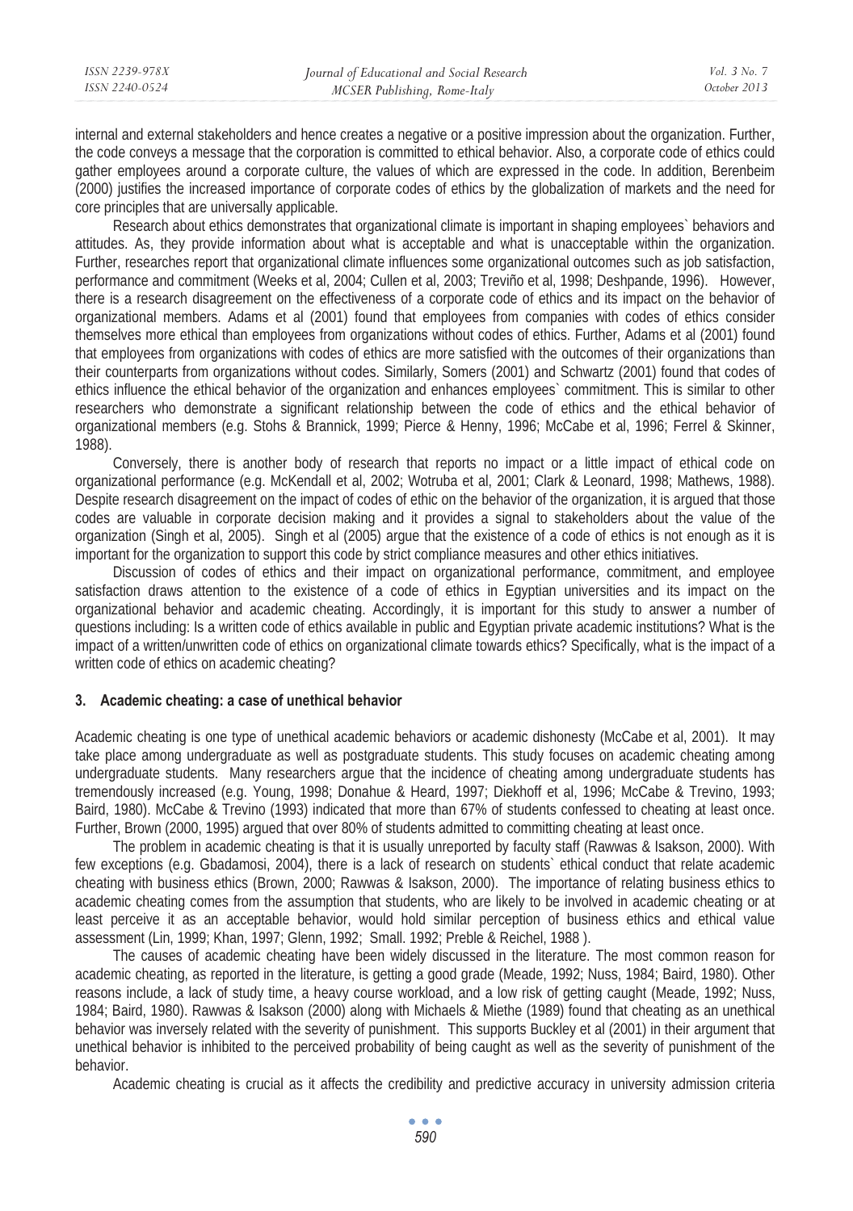internal and external stakeholders and hence creates a negative or a positive impression about the organization. Further, the code conveys a message that the corporation is committed to ethical behavior. Also, a corporate code of ethics could gather employees around a corporate culture, the values of which are expressed in the code. In addition, Berenbeim (2000) justifies the increased importance of corporate codes of ethics by the globalization of markets and the need for core principles that are universally applicable.

Research about ethics demonstrates that organizational climate is important in shaping employees` behaviors and attitudes. As, they provide information about what is acceptable and what is unacceptable within the organization. Further, researches report that organizational climate influences some organizational outcomes such as job satisfaction, performance and commitment (Weeks et al, 2004; Cullen et al, 2003; Treviño et al, 1998; Deshpande, 1996). However, there is a research disagreement on the effectiveness of a corporate code of ethics and its impact on the behavior of organizational members. Adams et al (2001) found that employees from companies with codes of ethics consider themselves more ethical than employees from organizations without codes of ethics. Further, Adams et al (2001) found that employees from organizations with codes of ethics are more satisfied with the outcomes of their organizations than their counterparts from organizations without codes. Similarly, Somers (2001) and Schwartz (2001) found that codes of ethics influence the ethical behavior of the organization and enhances employees` commitment. This is similar to other researchers who demonstrate a significant relationship between the code of ethics and the ethical behavior of organizational members (e.g. Stohs & Brannick, 1999; Pierce & Henny, 1996; McCabe et al, 1996; Ferrel & Skinner, 1988).

Conversely, there is another body of research that reports no impact or a little impact of ethical code on organizational performance (e.g. McKendall et al, 2002; Wotruba et al, 2001; Clark & Leonard, 1998; Mathews, 1988). Despite research disagreement on the impact of codes of ethic on the behavior of the organization, it is argued that those codes are valuable in corporate decision making and it provides a signal to stakeholders about the value of the organization (Singh et al, 2005). Singh et al (2005) argue that the existence of a code of ethics is not enough as it is important for the organization to support this code by strict compliance measures and other ethics initiatives.

Discussion of codes of ethics and their impact on organizational performance, commitment, and employee satisfaction draws attention to the existence of a code of ethics in Egyptian universities and its impact on the organizational behavior and academic cheating. Accordingly, it is important for this study to answer a number of questions including: Is a written code of ethics available in public and Egyptian private academic institutions? What is the impact of a written/unwritten code of ethics on organizational climate towards ethics? Specifically, what is the impact of a written code of ethics on academic cheating?

## 3. Academic cheating: a case of unethical behavior

Academic cheating is one type of unethical academic behaviors or academic dishonesty (McCabe et al, 2001). It may take place among undergraduate as well as postgraduate students. This study focuses on academic cheating among undergraduate students. Many researchers argue that the incidence of cheating among undergraduate students has tremendously increased (e.g. Young, 1998; Donahue & Heard, 1997; Diekhoff et al, 1996; McCabe & Trevino, 1993; Baird, 1980). McCabe & Trevino (1993) indicated that more than 67% of students confessed to cheating at least once. Further, Brown (2000, 1995) argued that over 80% of students admitted to committing cheating at least once.

The problem in academic cheating is that it is usually unreported by faculty staff (Rawwas & Isakson, 2000). With few exceptions (e.g. Gbadamosi, 2004), there is a lack of research on students` ethical conduct that relate academic cheating with business ethics (Brown, 2000; Rawwas & Isakson, 2000). The importance of relating business ethics to academic cheating comes from the assumption that students, who are likely to be involved in academic cheating or at least perceive it as an acceptable behavior, would hold similar perception of business ethics and ethical value assessment (Lin, 1999; Khan, 1997; Glenn, 1992; Small. 1992; Preble & Reichel, 1988 ).

The causes of academic cheating have been widely discussed in the literature. The most common reason for academic cheating, as reported in the literature, is getting a good grade (Meade, 1992; Nuss, 1984; Baird, 1980). Other reasons include, a lack of study time, a heavy course workload, and a low risk of getting caught (Meade, 1992; Nuss, 1984; Baird, 1980). Rawwas & Isakson (2000) along with Michaels & Miethe (1989) found that cheating as an unethical behavior was inversely related with the severity of punishment. This supports Buckley et al (2001) in their argument that unethical behavior is inhibited to the perceived probability of being caught as well as the severity of punishment of the behavior.

Academic cheating is crucial as it affects the credibility and predictive accuracy in university admission criteria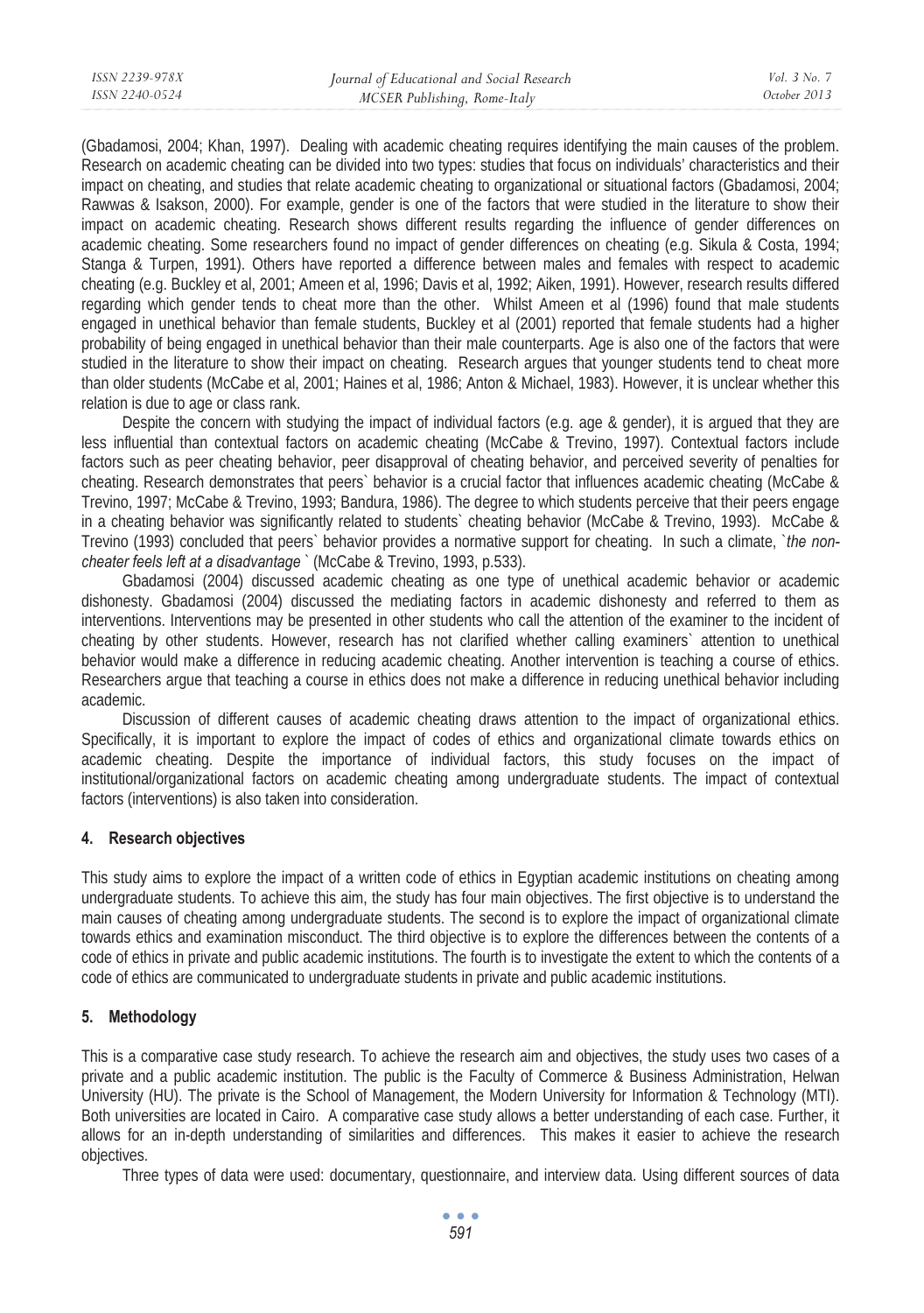(Gbadamosi, 2004; Khan, 1997). Dealing with academic cheating requires identifying the main causes of the problem. Research on academic cheating can be divided into two types: studies that focus on individuals' characteristics and their impact on cheating, and studies that relate academic cheating to organizational or situational factors (Gbadamosi, 2004; Rawwas & Isakson, 2000). For example, gender is one of the factors that were studied in the literature to show their impact on academic cheating. Research shows different results regarding the influence of gender differences on academic cheating. Some researchers found no impact of gender differences on cheating (e.g. Sikula & Costa, 1994; Stanga & Turpen, 1991). Others have reported a difference between males and females with respect to academic cheating (e.g. Buckley et al, 2001; Ameen et al, 1996; Davis et al, 1992; Aiken, 1991). However, research results differed regarding which gender tends to cheat more than the other. Whilst Ameen et al (1996) found that male students engaged in unethical behavior than female students, Buckley et al (2001) reported that female students had a higher probability of being engaged in unethical behavior than their male counterparts. Age is also one of the factors that were studied in the literature to show their impact on cheating. Research argues that younger students tend to cheat more than older students (McCabe et al, 2001; Haines et al, 1986; Anton & Michael, 1983). However, it is unclear whether this relation is due to age or class rank.

Despite the concern with studying the impact of individual factors (e.g. age & gender), it is argued that they are less influential than contextual factors on academic cheating (McCabe & Trevino, 1997). Contextual factors include factors such as peer cheating behavior, peer disapproval of cheating behavior, and perceived severity of penalties for cheating. Research demonstrates that peers` behavior is a crucial factor that influences academic cheating (McCabe & Trevino, 1997; McCabe & Trevino, 1993; Bandura, 1986). The degree to which students perceive that their peers engage in a cheating behavior was significantly related to students` cheating behavior (McCabe & Trevino, 1993). McCabe & Trevino (1993) concluded that peers` behavior provides a normative support for cheating. In such a climate, `*the non-cheater feels left at a disadvantage* ` (McCabe & Trevino, 1993, p.533).

Gbadamosi (2004) discussed academic cheating as one type of unethical academic behavior or academic dishonesty. Gbadamosi (2004) discussed the mediating factors in academic dishonesty and referred to them as interventions. Interventions may be presented in other students who call the attention of the examiner to the incident of cheating by other students. However, research has not clarified whether calling examiners` attention to unethical behavior would make a difference in reducing academic cheating. Another intervention is teaching a course of ethics. Researchers argue that teaching a course in ethics does not make a difference in reducing unethical behavior including academic.

Discussion of different causes of academic cheating draws attention to the impact of organizational ethics. Specifically, it is important to explore the impact of codes of ethics and organizational climate towards ethics on academic cheating. Despite the importance of individual factors, this study focuses on the impact of institutional/organizational factors on academic cheating among undergraduate students. The impact of contextual factors (interventions) is also taken into consideration.

## 4. Research objectives

This study aims to explore the impact of a written code of ethics in Egyptian academic institutions on cheating among undergraduate students. To achieve this aim, the study has four main objectives. The first objective is to understand the main causes of cheating among undergraduate students. The second is to explore the impact of organizational climate towards ethics and examination misconduct. The third objective is to explore the differences between the contents of a code of ethics in private and public academic institutions. The fourth is to investigate the extent to which the contents of a code of ethics are communicated to undergraduate students in private and public academic institutions.

## 5. Methodology

This is a comparative case study research. To achieve the research aim and objectives, the study uses two cases of a private and a public academic institution. The public is the Faculty of Commerce & Business Administration, Helwan University (HU). The private is the School of Management, the Modern University for Information & Technology (MTI). Both universities are located in Cairo. A comparative case study allows a better understanding of each case. Further, it allows for an in-depth understanding of similarities and differences. This makes it easier to achieve the research objectives.

Three types of data were used: documentary, questionnaire, and interview data. Using different sources of data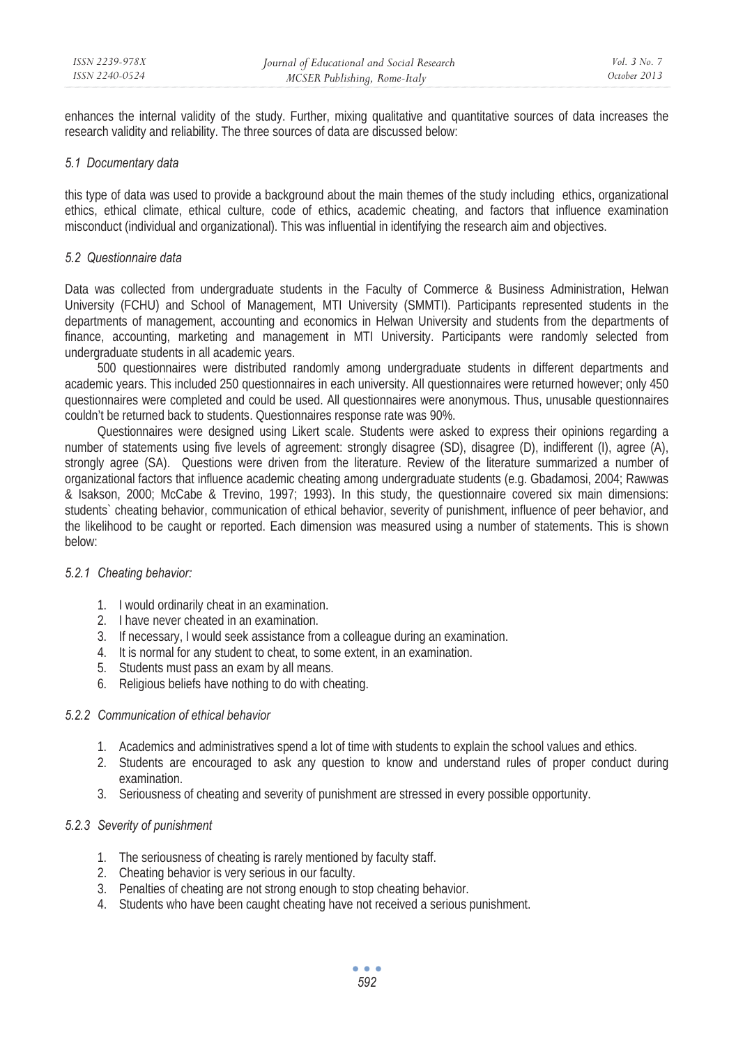enhances the internal validity of the study. Further, mixing qualitative and quantitative sources of data increases the research validity and reliability. The three sources of data are discussed below:

### *5.1 Documentary data*

this type of data was used to provide a background about the main themes of the study including ethics, organizational ethics, ethical climate, ethical culture, code of ethics, academic cheating, and factors that influence examination misconduct (individual and organizational). This was influential in identifying the research aim and objectives.

### *5.2 Questionnaire data*

Data was collected from undergraduate students in the Faculty of Commerce & Business Administration, Helwan University (FCHU) and School of Management, MTI University (SMMTI). Participants represented students in the departments of management, accounting and economics in Helwan University and students from the departments of finance, accounting, marketing and management in MTI University. Participants were randomly selected from undergraduate students in all academic years.

500 questionnaires were distributed randomly among undergraduate students in different departments and academic years. This included 250 questionnaires in each university. All questionnaires were returned however; only 450 questionnaires were completed and could be used. All questionnaires were anonymous. Thus, unusable questionnaires couldn't be returned back to students. Questionnaires response rate was 90%.

Questionnaires were designed using Likert scale. Students were asked to express their opinions regarding a number of statements using five levels of agreement: strongly disagree (SD), disagree (D), indifferent (I), agree (A), strongly agree (SA). Questions were driven from the literature. Review of the literature summarized a number of organizational factors that influence academic cheating among undergraduate students (e.g. Gbadamosi, 2004; Rawwas & Isakson, 2000; McCabe & Trevino, 1997; 1993). In this study, the questionnaire covered six main dimensions: students` cheating behavior, communication of ethical behavior, severity of punishment, influence of peer behavior, and the likelihood to be caught or reported. Each dimension was measured using a number of statements. This is shown below:

#### *5.2.1 Cheating behavior:*

1. I would ordinarily cheat in an examination.
2. I have never cheated in an examination.
3. If necessary, I would seek assistance from a colleague during an examination.
4. It is normal for any student to cheat, to some extent, in an examination.
5. Students must pass an exam by all means.
6. Religious beliefs have nothing to do with cheating.

#### *5.2.2 Communication of ethical behavior*

1. Academics and administratives spend a lot of time with students to explain the school values and ethics.
2. Students are encouraged to ask any question to know and understand rules of proper conduct during examination.
3. Seriousness of cheating and severity of punishment are stressed in every possible opportunity.

#### *5.2.3 Severity of punishment*

1. The seriousness of cheating is rarely mentioned by faculty staff.
2. Cheating behavior is very serious in our faculty.
3. Penalties of cheating are not strong enough to stop cheating behavior.
4. Students who have been caught cheating have not received a serious punishment.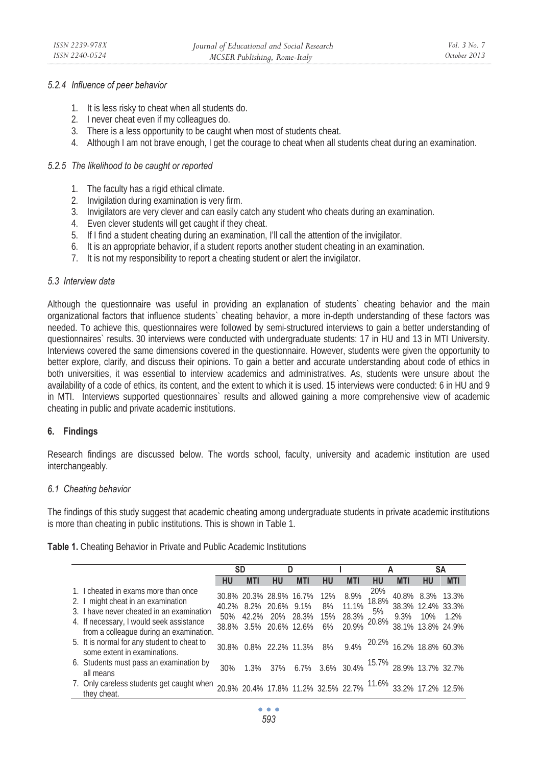*5.2.4 Influence of peer behavior*

1. It is less risky to cheat when all students do.
2. I never cheat even if my colleagues do.
3. There is a less opportunity to be caught when most of students cheat.
4. Although I am not brave enough, I get the courage to cheat when all students cheat during an examination.

*5.2.5 The likelihood to be caught or reported*

1. The faculty has a rigid ethical climate.
2. Invigilation during examination is very firm.
3. Invigilators are very clever and can easily catch any student who cheats during an examination.
4. Even clever students will get caught if they cheat.
5. If I find a student cheating during an examination, I'll call the attention of the invigilator.
6. It is an appropriate behavior, if a student reports another student cheating in an examination.
7. It is not my responsibility to report a cheating student or alert the invigilator.

*5.3 Interview data*

Although the questionnaire was useful in providing an explanation of students` cheating behavior and the main organizational factors that influence students` cheating behavior, a more in-depth understanding of these factors was needed. To achieve this, questionnaires were followed by semi-structured interviews to gain a better understanding of questionnaires` results. 30 interviews were conducted with undergraduate students: 17 in HU and 13 in MTI University. Interviews covered the same dimensions covered in the questionnaire. However, students were given the opportunity to better explore, clarify, and discuss their opinions. To gain a better and accurate understanding about code of ethics in both universities, it was essential to interview academics and administratives. As, students were unsure about the availability of a code of ethics, its content, and the extent to which it is used. 15 interviews were conducted: 6 in HU and 9 in MTI. Interviews supported questionnaires` results and allowed gaining a more comprehensive view of academic cheating in public and private academic institutions.

## 6. Findings

Research findings are discussed below. The words school, faculty, university and academic institution are used interchangeably.

*6.1 Cheating behavior*

The findings of this study suggest that academic cheating among undergraduate students in private academic institutions is more than cheating in public institutions. This is shown in Table 1.

**Table 1.** Cheating Behavior in Private and Public Academic Institutions

| | SD | | D | | I | | A | | SA | |
|---|---|---|---|---|---|---|---|---|---|---|
| | HU | MTI | HU | MTI | HU | MTI | HU | MTI | HU | MTI |
| 1. I cheated in exams more than once | 30.8% | 20.3% | 28.9% | 16.7% | 12% | 8.9% | 20% | 40.8% | 8.3% | 13.3% |
| 2. I might cheat in an examination | 40.2% | 8.2% | 20.6% | 9.1% | 8% | 11.1% | 18.8% | 38.3% | 12.4% | 33.3% |
| 3. I have never cheated in an examination | 50% | 42.2% | 20% | 28.3% | 15% | 28.3% | 5% | 9.3% | 10% | 1.2% |
| 4. If necessary, I would seek assistance from a colleague during an examination. | 38.8% | 3.5% | 20.6% | 12.6% | 6% | 20.9% | 20.8% | 38.1% | 13.8% | 24.9% |
| 5. It is normal for any student to cheat to some extent in examinations. | 30.8% | 0.8% | 22.2% | 11.3% | 8% | 9.4% | 20.2% | 16.2% | 18.8% | 60.3% |
| 6. Students must pass an examination by all means | 30% | 1.3% | 37% | 6.7% | 3.6% | 30.4% | 15.7% | 28.9% | 13.7% | 32.7% |
| 7. Only careless students get caught when they cheat. | 20.9% | 20.4% | 17.8% | 11.2% | 32.5% | 22.7% | 11.6% | 33.2% | 17.2% | 12.5% |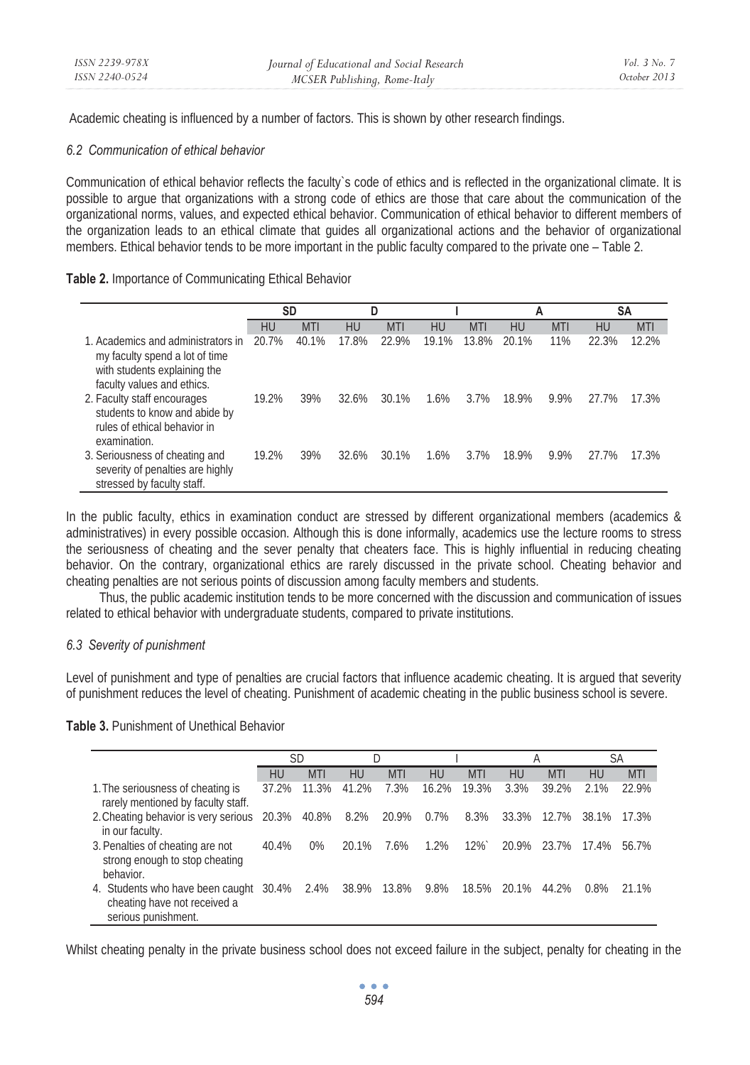Academic cheating is influenced by a number of factors. This is shown by other research findings.

### *6.2 Communication of ethical behavior*

Communication of ethical behavior reflects the faculty`s code of ethics and is reflected in the organizational climate. It is possible to argue that organizations with a strong code of ethics are those that care about the communication of the organizational norms, values, and expected ethical behavior. Communication of ethical behavior to different members of the organization leads to an ethical climate that guides all organizational actions and the behavior of organizational members. Ethical behavior tends to be more important in the public faculty compared to the private one – Table 2.

**Table 2.** Importance of Communicating Ethical Behavior

| | SD | | D | | I | | A | | SA | |
|---|---|---|---|---|---|---|---|---|---|---|
| | HU | MTI | HU | MTI | HU | MTI | HU | MTI | HU | MTI |
| 1. Academics and administrators in my faculty spend a lot of time with students explaining the faculty values and ethics. | 20.7% | 40.1% | 17.8% | 22.9% | 19.1% | 13.8% | 20.1% | 11% | 22.3% | 12.2% |
| 2. Faculty staff encourages students to know and abide by rules of ethical behavior in examination. | 19.2% | 39% | 32.6% | 30.1% | 1.6% | 3.7% | 18.9% | 9.9% | 27.7% | 17.3% |
| 3. Seriousness of cheating and severity of penalties are highly stressed by faculty staff. | 19.2% | 39% | 32.6% | 30.1% | 1.6% | 3.7% | 18.9% | 9.9% | 27.7% | 17.3% |

In the public faculty, ethics in examination conduct are stressed by different organizational members (academics & administratives) in every possible occasion. Although this is done informally, academics use the lecture rooms to stress the seriousness of cheating and the sever penalty that cheaters face. This is highly influential in reducing cheating behavior. On the contrary, organizational ethics are rarely discussed in the private school. Cheating behavior and cheating penalties are not serious points of discussion among faculty members and students.

Thus, the public academic institution tends to be more concerned with the discussion and communication of issues related to ethical behavior with undergraduate students, compared to private institutions.

### *6.3 Severity of punishment*

Level of punishment and type of penalties are crucial factors that influence academic cheating. It is argued that severity of punishment reduces the level of cheating. Punishment of academic cheating in the public business school is severe.

**Table 3.** Punishment of Unethical Behavior

| | SD | | D | | I | | A | | SA | |
|---|---|---|---|---|---|---|---|---|---|---|
| | HU | MTI | HU | MTI | HU | MTI | HU | MTI | HU | MTI |
| 1. The seriousness of cheating is rarely mentioned by faculty staff. | 37.2% | 11.3% | 41.2% | 7.3% | 16.2% | 19.3% | 3.3% | 39.2% | 2.1% | 22.9% |
| 2. Cheating behavior is very serious in our faculty. | 20.3% | 40.8% | 8.2% | 20.9% | 0.7% | 8.3% | 33.3% | 12.7% | 38.1% | 17.3% |
| 3. Penalties of cheating are not strong enough to stop cheating behavior. | 40.4% | 0% | 20.1% | 7.6% | 1.2% | 12%` | 20.9% | 23.7% | 17.4% | 56.7% |
| 4. Students who have been caught cheating have not received a serious punishment. | 30.4% | 2.4% | 38.9% | 13.8% | 9.8% | 18.5% | 20.1% | 44.2% | 0.8% | 21.1% |

Whilst cheating penalty in the private business school does not exceed failure in the subject, penalty for cheating in the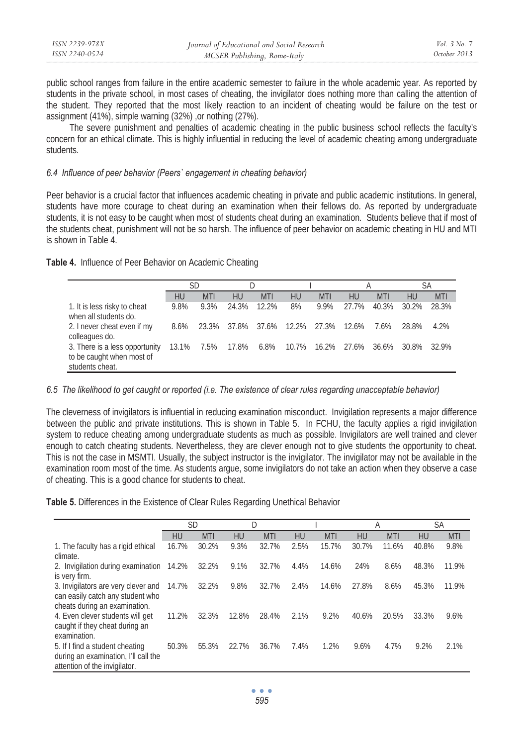public school ranges from failure in the entire academic semester to failure in the whole academic year. As reported by students in the private school, in most cases of cheating, the invigilator does nothing more than calling the attention of the student. They reported that the most likely reaction to an incident of cheating would be failure on the test or assignment (41%), simple warning (32%) ,or nothing (27%).

The severe punishment and penalties of academic cheating in the public business school reflects the faculty's concern for an ethical climate. This is highly influential in reducing the level of academic cheating among undergraduate students.

### *6.4 Influence of peer behavior (Peers` engagement in cheating behavior)*

Peer behavior is a crucial factor that influences academic cheating in private and public academic institutions. In general, students have more courage to cheat during an examination when their fellows do. As reported by undergraduate students, it is not easy to be caught when most of students cheat during an examination. Students believe that if most of the students cheat, punishment will not be so harsh. The influence of peer behavior on academic cheating in HU and MTI is shown in Table 4.

**Table 4.** Influence of Peer Behavior on Academic Cheating

| | SD | | D | | I | | A | | SA | |
|---|---|---|---|---|---|---|---|---|---|---|
| | HU | MTI | HU | MTI | HU | MTI | HU | MTI | HU | MTI |
| 1. It is less risky to cheat when all students do. | 9.8% | 9.3% | 24.3% | 12.2% | 8% | 9.9% | 27.7% | 40.3% | 30.2% | 28.3% |
| 2. I never cheat even if my colleagues do. | 8.6% | 23.3% | 37.8% | 37.6% | 12.2% | 27.3% | 12.6% | 7.6% | 28.8% | 4.2% |
| 3. There is a less opportunity to be caught when most of students cheat. | 13.1% | 7.5% | 17.8% | 6.8% | 10.7% | 16.2% | 27.6% | 36.6% | 30.8% | 32.9% |

### *6.5 The likelihood to get caught or reported (i.e. The existence of clear rules regarding unacceptable behavior)*

The cleverness of invigilators is influential in reducing examination misconduct. Invigilation represents a major difference between the public and private institutions. This is shown in Table 5. In FCHU, the faculty applies a rigid invigilation system to reduce cheating among undergraduate students as much as possible. Invigilators are well trained and clever enough to catch cheating students. Nevertheless, they are clever enough not to give students the opportunity to cheat. This is not the case in MSMTI. Usually, the subject instructor is the invigilator. The invigilator may not be available in the examination room most of the time. As students argue, some invigilators do not take an action when they observe a case of cheating. This is a good chance for students to cheat.

**Table 5.** Differences in the Existence of Clear Rules Regarding Unethical Behavior

| | SD | | D | | I | | A | | SA | |
|---|---|---|---|---|---|---|---|---|---|---|
| | HU | MTI | HU | MTI | HU | MTI | HU | MTI | HU | MTI |
| 1. The faculty has a rigid ethical climate. | 16.7% | 30.2% | 9.3% | 32.7% | 2.5% | 15.7% | 30.7% | 11.6% | 40.8% | 9.8% |
| 2. Invigilation during examination is very firm. | 14.2% | 32.2% | 9.1% | 32.7% | 4.4% | 14.6% | 24% | 8.6% | 48.3% | 11.9% |
| 3. Invigilators are very clever and can easily catch any student who cheats during an examination. | 14.7% | 32.2% | 9.8% | 32.7% | 2.4% | 14.6% | 27.8% | 8.6% | 45.3% | 11.9% |
| 4. Even clever students will get caught if they cheat during an examination. | 11.2% | 32.3% | 12.8% | 28.4% | 2.1% | 9.2% | 40.6% | 20.5% | 33.3% | 9.6% |
| 5. If I find a student cheating during an examination, I'll call the attention of the invigilator. | 50.3% | 55.3% | 22.7% | 36.7% | 7.4% | 1.2% | 9.6% | 4.7% | 9.2% | 2.1% |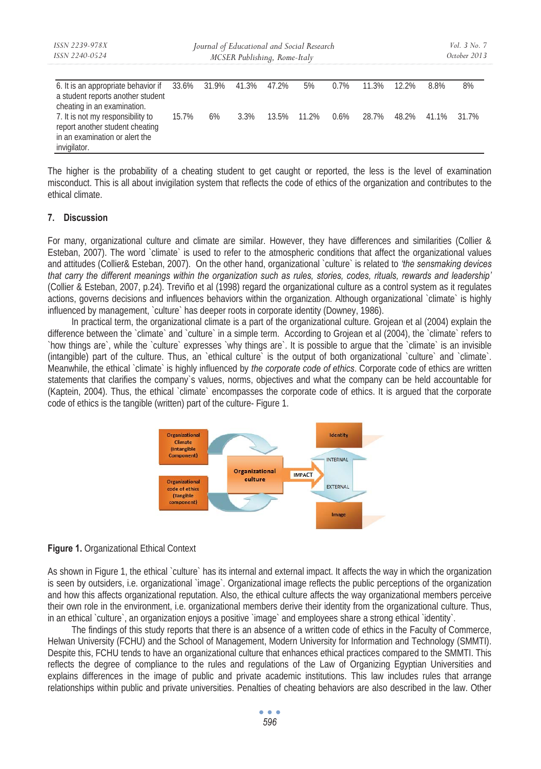| | | | | | | | | | | |
|---|---|---|---|---|---|---|---|---|---|---|
| 6. It is an appropriate behavior if a student reports another student cheating in an examination. | 33.6% | 31.9% | 41.3% | 47.2% | 5% | 0.7% | 11.3% | 12.2% | 8.8% | 8% |
| 7. It is not my responsibility to report another student cheating in an examination or alert the invigilator. | 15.7% | 6% | 3.3% | 13.5% | 11.2% | 0.6% | 28.7% | 48.2% | 41.1% | 31.7% |

The higher is the probability of a cheating student to get caught or reported, the less is the level of examination misconduct. This is all about invigilation system that reflects the code of ethics of the organization and contributes to the ethical climate.

## 7. Discussion

For many, organizational culture and climate are similar. However, they have differences and similarities (Collier & Esteban, 2007). The word `climate` is used to refer to the atmospheric conditions that affect the organizational values and attitudes (Collier& Esteban, 2007). On the other hand, organizational `culture` is related to *'the sensmaking devices that carry the different meanings within the organization such as rules, stories, codes, rituals, rewards and leadership'* (Collier & Esteban, 2007, p.24). Treviño et al (1998) regard the organizational culture as a control system as it regulates actions, governs decisions and influences behaviors within the organization. Although organizational `climate` is highly influenced by management, `culture` has deeper roots in corporate identity (Downey, 1986).

In practical term, the organizational climate is a part of the organizational culture. Grojean et al (2004) explain the difference between the `climate` and `culture` in a simple term. According to Grojean et al (2004), the `climate` refers to `how things are`, while the `culture` expresses `why things are`. It is possible to argue that the `climate` is an invisible (intangible) part of the culture. Thus, an `ethical culture` is the output of both organizational `culture` and `climate`. Meanwhile, the ethical `climate` is highly influenced by *the corporate code of ethics*. Corporate code of ethics are written statements that clarifies the company`s values, norms, objectives and what the company can be held accountable for (Kaptein, 2004). Thus, the ethical `climate` encompasses the corporate code of ethics. It is argued that the corporate code of ethics is the tangible (written) part of the culture- Figure 1.

**Figure 1.** Organizational Ethical Context

As shown in Figure 1, the ethical `culture` has its internal and external impact. It affects the way in which the organization is seen by outsiders, i.e. organizational `image`. Organizational image reflects the public perceptions of the organization and how this affects organizational reputation. Also, the ethical culture affects the way organizational members perceive their own role in the environment, i.e. organizational members derive their identity from the organizational culture. Thus, in an ethical `culture`, an organization enjoys a positive `image` and employees share a strong ethical `identity`.

The findings of this study reports that there is an absence of a written code of ethics in the Faculty of Commerce, Helwan University (FCHU) and the School of Management, Modern University for Information and Technology (SMMTI). Despite this, FCHU tends to have an organizational culture that enhances ethical practices compared to the SMMTI. This reflects the degree of compliance to the rules and regulations of the Law of Organizing Egyptian Universities and explains differences in the image of public and private academic institutions. This law includes rules that arrange relationships within public and private universities. Penalties of cheating behaviors are also described in the law. Other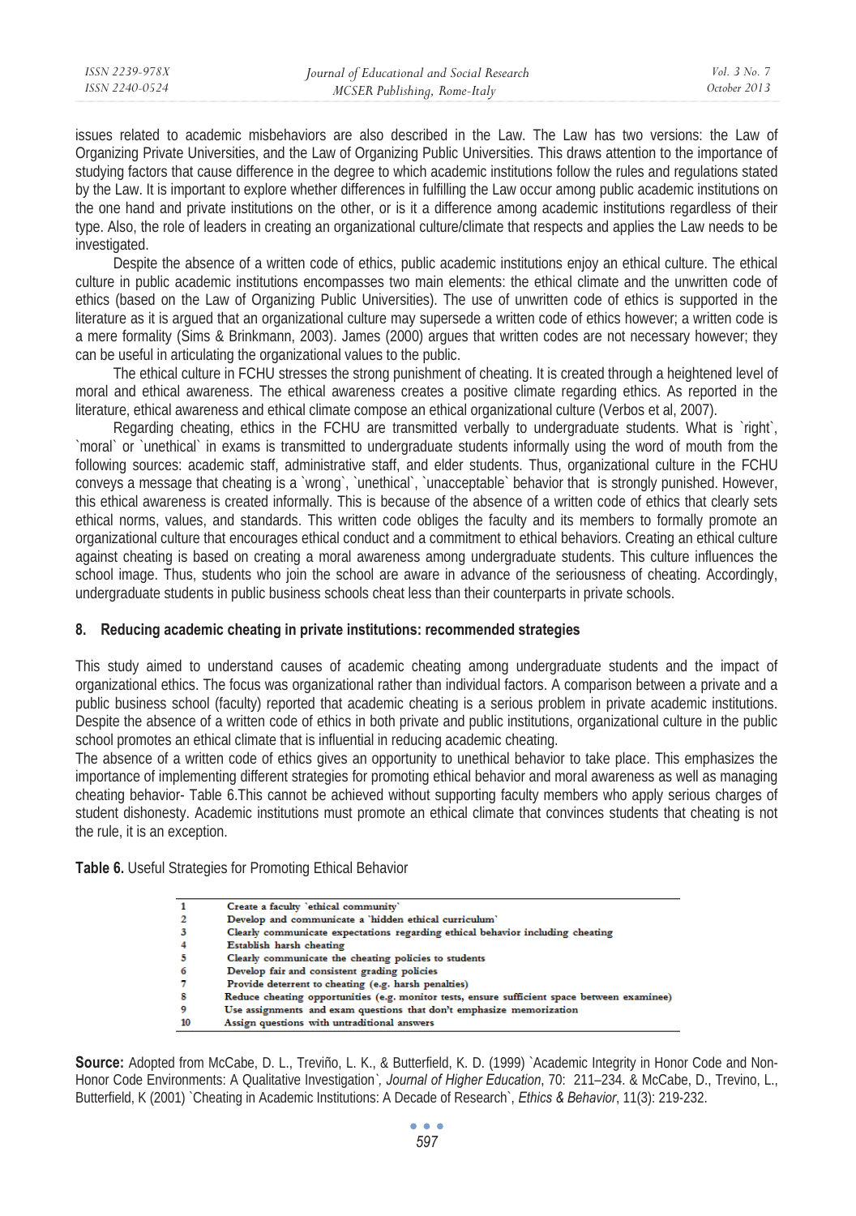issues related to academic misbehaviors are also described in the Law. The Law has two versions: the Law of Organizing Private Universities, and the Law of Organizing Public Universities. This draws attention to the importance of studying factors that cause difference in the degree to which academic institutions follow the rules and regulations stated by the Law. It is important to explore whether differences in fulfilling the Law occur among public academic institutions on the one hand and private institutions on the other, or is it a difference among academic institutions regardless of their type. Also, the role of leaders in creating an organizational culture/climate that respects and applies the Law needs to be investigated.

Despite the absence of a written code of ethics, public academic institutions enjoy an ethical culture. The ethical culture in public academic institutions encompasses two main elements: the ethical climate and the unwritten code of ethics (based on the Law of Organizing Public Universities). The use of unwritten code of ethics is supported in the literature as it is argued that an organizational culture may supersede a written code of ethics however; a written code is a mere formality (Sims & Brinkmann, 2003). James (2000) argues that written codes are not necessary however; they can be useful in articulating the organizational values to the public.

The ethical culture in FCHU stresses the strong punishment of cheating. It is created through a heightened level of moral and ethical awareness. The ethical awareness creates a positive climate regarding ethics. As reported in the literature, ethical awareness and ethical climate compose an ethical organizational culture (Verbos et al, 2007).

Regarding cheating, ethics in the FCHU are transmitted verbally to undergraduate students. What is `right`, `moral` or `unethical` in exams is transmitted to undergraduate students informally using the word of mouth from the following sources: academic staff, administrative staff, and elder students. Thus, organizational culture in the FCHU conveys a message that cheating is a `wrong`, `unethical`, `unacceptable` behavior that is strongly punished. However, this ethical awareness is created informally. This is because of the absence of a written code of ethics that clearly sets ethical norms, values, and standards. This written code obliges the faculty and its members to formally promote an organizational culture that encourages ethical conduct and a commitment to ethical behaviors. Creating an ethical culture against cheating is based on creating a moral awareness among undergraduate students. This culture influences the school image. Thus, students who join the school are aware in advance of the seriousness of cheating. Accordingly, undergraduate students in public business schools cheat less than their counterparts in private schools.

## 8. Reducing academic cheating in private institutions: recommended strategies

This study aimed to understand causes of academic cheating among undergraduate students and the impact of organizational ethics. The focus was organizational rather than individual factors. A comparison between a private and a public business school (faculty) reported that academic cheating is a serious problem in private academic institutions. Despite the absence of a written code of ethics in both private and public institutions, organizational culture in the public school promotes an ethical climate that is influential in reducing academic cheating.

The absence of a written code of ethics gives an opportunity to unethical behavior to take place. This emphasizes the importance of implementing different strategies for promoting ethical behavior and moral awareness as well as managing cheating behavior- Table 6.This cannot be achieved without supporting faculty members who apply serious charges of student dishonesty. Academic institutions must promote an ethical climate that convinces students that cheating is not the rule, it is an exception.

**Table 6.** Useful Strategies for Promoting Ethical Behavior

| | |
|---|---|
| 1 | Create a faculty `ethical community` |
| 2 | Develop and communicate a `hidden ethical curriculum` |
| 3 | Clearly communicate expectations regarding ethical behavior including cheating |
| 4 | Establish harsh cheating |
| 5 | Clearly communicate the cheating policies to students |
| 6 | Develop fair and consistent grading policies |
| 7 | Provide deterrent to cheating (e.g. harsh penalties) |
| 8 | Reduce cheating opportunities (e.g. monitor tests, ensure sufficient space between examinee) |
| 9 | Use assignments and exam questions that don't emphasize memorization |
| 10 | Assign questions with untraditional answers |

**Source:** Adopted from McCabe, D. L., Treviño, L. K., & Butterfield, K. D. (1999) `Academic Integrity in Honor Code and Non-Honor Code Environments: A Qualitative Investigation`, *Journal of Higher Education*, 70: 211–234. & McCabe, D., Trevino, L., Butterfield, K (2001) `Cheating in Academic Institutions: A Decade of Research`, *Ethics & Behavior*, 11(3): 219-232.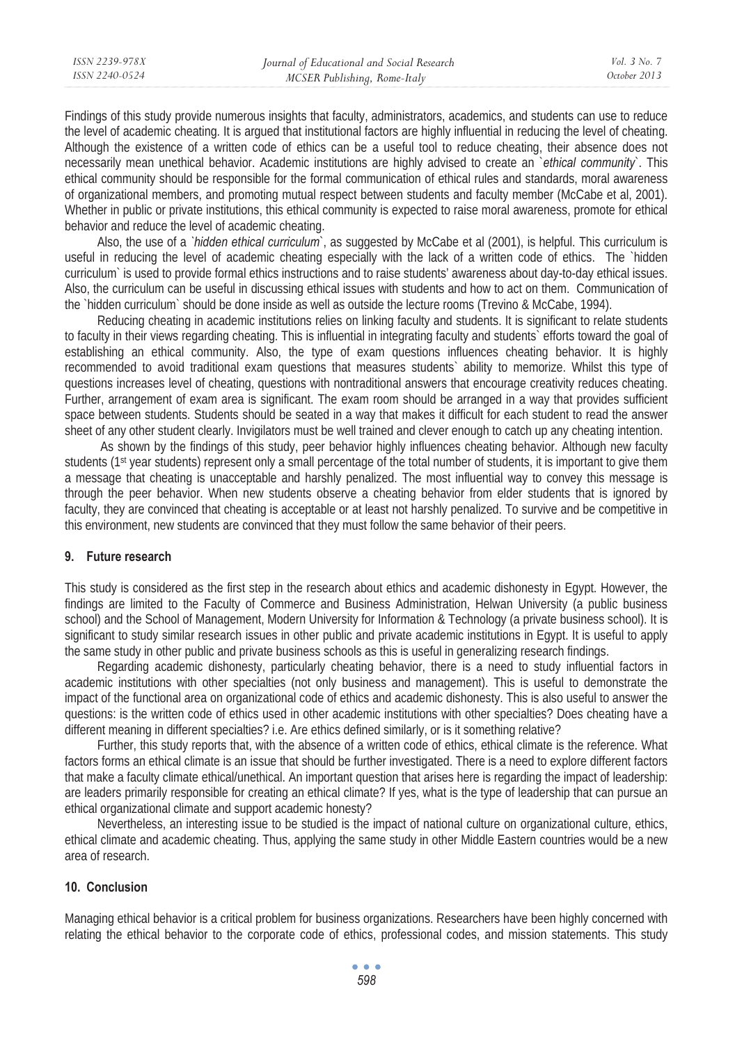Findings of this study provide numerous insights that faculty, administrators, academics, and students can use to reduce the level of academic cheating. It is argued that institutional factors are highly influential in reducing the level of cheating. Although the existence of a written code of ethics can be a useful tool to reduce cheating, their absence does not necessarily mean unethical behavior. Academic institutions are highly advised to create an `*ethical community*`. This ethical community should be responsible for the formal communication of ethical rules and standards, moral awareness of organizational members, and promoting mutual respect between students and faculty member (McCabe et al, 2001). Whether in public or private institutions, this ethical community is expected to raise moral awareness, promote for ethical behavior and reduce the level of academic cheating.

Also, the use of a `*hidden ethical curriculum*`, as suggested by McCabe et al (2001), is helpful. This curriculum is useful in reducing the level of academic cheating especially with the lack of a written code of ethics. The `hidden curriculum` is used to provide formal ethics instructions and to raise students' awareness about day-to-day ethical issues. Also, the curriculum can be useful in discussing ethical issues with students and how to act on them. Communication of the `hidden curriculum` should be done inside as well as outside the lecture rooms (Trevino & McCabe, 1994).

Reducing cheating in academic institutions relies on linking faculty and students. It is significant to relate students to faculty in their views regarding cheating. This is influential in integrating faculty and students` efforts toward the goal of establishing an ethical community. Also, the type of exam questions influences cheating behavior. It is highly recommended to avoid traditional exam questions that measures students` ability to memorize. Whilst this type of questions increases level of cheating, questions with nontraditional answers that encourage creativity reduces cheating. Further, arrangement of exam area is significant. The exam room should be arranged in a way that provides sufficient space between students. Students should be seated in a way that makes it difficult for each student to read the answer sheet of any other student clearly. Invigilators must be well trained and clever enough to catch up any cheating intention.

As shown by the findings of this study, peer behavior highly influences cheating behavior. Although new faculty students (1st year students) represent only a small percentage of the total number of students, it is important to give them a message that cheating is unacceptable and harshly penalized. The most influential way to convey this message is through the peer behavior. When new students observe a cheating behavior from elder students that is ignored by faculty, they are convinced that cheating is acceptable or at least not harshly penalized. To survive and be competitive in this environment, new students are convinced that they must follow the same behavior of their peers.

## 9. Future research

This study is considered as the first step in the research about ethics and academic dishonesty in Egypt. However, the findings are limited to the Faculty of Commerce and Business Administration, Helwan University (a public business school) and the School of Management, Modern University for Information & Technology (a private business school). It is significant to study similar research issues in other public and private academic institutions in Egypt. It is useful to apply the same study in other public and private business schools as this is useful in generalizing research findings.

Regarding academic dishonesty, particularly cheating behavior, there is a need to study influential factors in academic institutions with other specialties (not only business and management). This is useful to demonstrate the impact of the functional area on organizational code of ethics and academic dishonesty. This is also useful to answer the questions: is the written code of ethics used in other academic institutions with other specialties? Does cheating have a different meaning in different specialties? i.e. Are ethics defined similarly, or is it something relative?

Further, this study reports that, with the absence of a written code of ethics, ethical climate is the reference. What factors forms an ethical climate is an issue that should be further investigated. There is a need to explore different factors that make a faculty climate ethical/unethical. An important question that arises here is regarding the impact of leadership: are leaders primarily responsible for creating an ethical climate? If yes, what is the type of leadership that can pursue an ethical organizational climate and support academic honesty?

Nevertheless, an interesting issue to be studied is the impact of national culture on organizational culture, ethics, ethical climate and academic cheating. Thus, applying the same study in other Middle Eastern countries would be a new area of research.

## 10. Conclusion

Managing ethical behavior is a critical problem for business organizations. Researchers have been highly concerned with relating the ethical behavior to the corporate code of ethics, professional codes, and mission statements. This study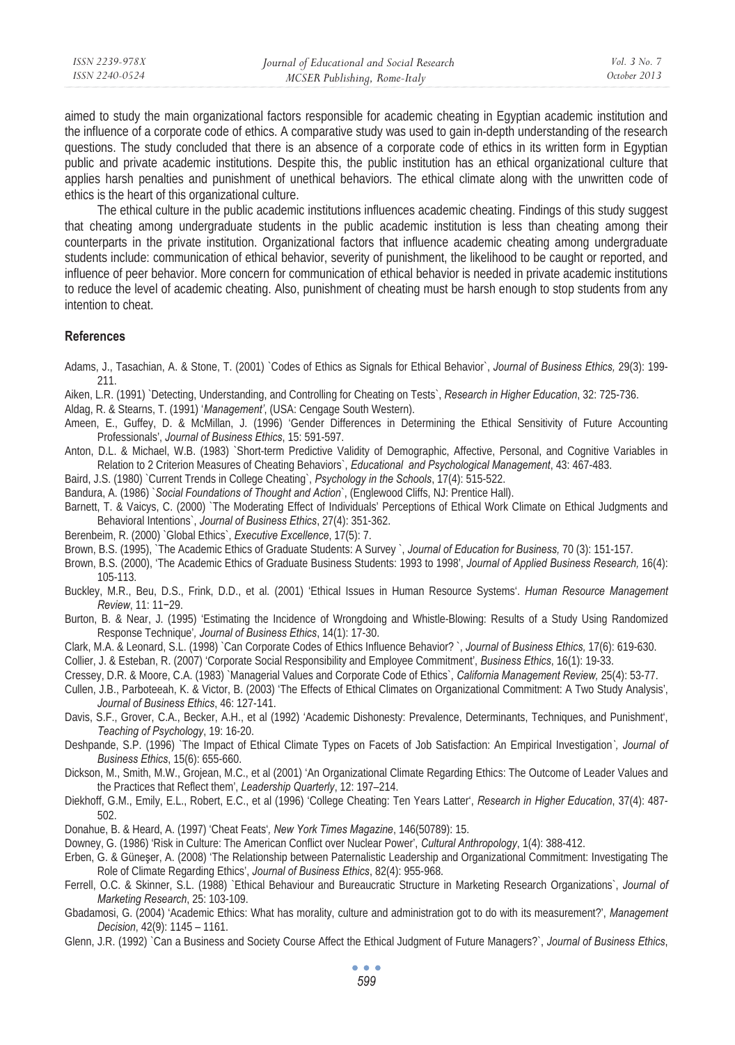aimed to study the main organizational factors responsible for academic cheating in Egyptian academic institution and the influence of a corporate code of ethics. A comparative study was used to gain in-depth understanding of the research questions. The study concluded that there is an absence of a corporate code of ethics in its written form in Egyptian public and private academic institutions. Despite this, the public institution has an ethical organizational culture that applies harsh penalties and punishment of unethical behaviors. The ethical climate along with the unwritten code of ethics is the heart of this organizational culture.

The ethical culture in the public academic institutions influences academic cheating. Findings of this study suggest that cheating among undergraduate students in the public academic institution is less than cheating among their counterparts in the private institution. Organizational factors that influence academic cheating among undergraduate students include: communication of ethical behavior, severity of punishment, the likelihood to be caught or reported, and influence of peer behavior. More concern for communication of ethical behavior is needed in private academic institutions to reduce the level of academic cheating. Also, punishment of cheating must be harsh enough to stop students from any intention to cheat.

## References

Adams, J., Tasachian, A. & Stone, T. (2001) `Codes of Ethics as Signals for Ethical Behavior`, *Journal of Business Ethics,* 29(3): 199-211.

Aiken, L.R. (1991) `Detecting, Understanding, and Controlling for Cheating on Tests`, *Research in Higher Education*, 32: 725-736.

Aldag, R. & Stearns, T. (1991) '*Management'*, (USA: Cengage South Western).

Ameen, E., Guffey, D. & McMillan, J. (1996) 'Gender Differences in Determining the Ethical Sensitivity of Future Accounting Professionals', *Journal of Business Ethics*, 15: 591-597.

Anton, D.L. & Michael, W.B. (1983) `Short-term Predictive Validity of Demographic, Affective, Personal, and Cognitive Variables in Relation to 2 Criterion Measures of Cheating Behaviors`, *Educational and Psychological Management*, 43: 467-483.

Baird, J.S. (1980) `Current Trends in College Cheating`, *Psychology in the Schools*, 17(4): 515-522.

Bandura, A. (1986) `*Social Foundations of Thought and Action*`, (Englewood Cliffs, NJ: Prentice Hall).

Barnett, T. & Vaicys, C. (2000) `The Moderating Effect of Individuals' Perceptions of Ethical Work Climate on Ethical Judgments and Behavioral Intentions`, *Journal of Business Ethics*, 27(4): 351-362.

Berenbeim, R. (2000) `Global Ethics`, *Executive Excellence*, 17(5): 7.

Brown, B.S. (1995), `The Academic Ethics of Graduate Students: A Survey `, *Journal of Education for Business,* 70 (3): 151-157.

Brown, B.S. (2000), 'The Academic Ethics of Graduate Business Students: 1993 to 1998', *Journal of Applied Business Research,* 16(4): 105-113.

Buckley, M.R., Beu, D.S., Frink, D.D., et al. (2001) 'Ethical Issues in Human Resource Systems'. *Human Resource Management Review*, 11: 11−29.

Burton, B. & Near, J. (1995) 'Estimating the Incidence of Wrongdoing and Whistle-Blowing: Results of a Study Using Randomized Response Technique', *Journal of Business Ethics*, 14(1): 17-30.

Clark, M.A. & Leonard, S.L. (1998) `Can Corporate Codes of Ethics Influence Behavior? `, *Journal of Business Ethics,* 17(6): 619-630.

Collier, J. & Esteban, R. (2007) 'Corporate Social Responsibility and Employee Commitment', *Business Ethics*, 16(1): 19-33.

Cressey, D.R. & Moore, C.A. (1983) `Managerial Values and Corporate Code of Ethics`, *California Management Review,* 25(4): 53-77.

Cullen, J.B., Parboteeah, K. & Victor, B. (2003) 'The Effects of Ethical Climates on Organizational Commitment: A Two Study Analysis', *Journal of Business Ethics*, 46: 127-141.

Davis, S.F., Grover, C.A., Becker, A.H., et al (1992) 'Academic Dishonesty: Prevalence, Determinants, Techniques, and Punishment', *Teaching of Psychology*, 19: 16-20.

Deshpande, S.P. (1996) `The Impact of Ethical Climate Types on Facets of Job Satisfaction: An Empirical Investigation`, *Journal of Business Ethics*, 15(6): 655-660.

Dickson, M., Smith, M.W., Grojean, M.C., et al (2001) 'An Organizational Climate Regarding Ethics: The Outcome of Leader Values and the Practices that Reflect them', *Leadership Quarterly*, 12: 197–214.

Diekhoff, G.M., Emily, E.L., Robert, E.C., et al (1996) 'College Cheating: Ten Years Latter', *Research in Higher Education*, 37(4): 487-502.

Donahue, B. & Heard, A. (1997) 'Cheat Feats', *New York Times Magazine*, 146(50789): 15.

Downey, G. (1986) 'Risk in Culture: The American Conflict over Nuclear Power', *Cultural Anthropology*, 1(4): 388-412.

Erben, G. & Güneşer, A. (2008) 'The Relationship between Paternalistic Leadership and Organizational Commitment: Investigating The Role of Climate Regarding Ethics', *Journal of Business Ethics*, 82(4): 955-968.

Ferrell, O.C. & Skinner, S.L. (1988) `Ethical Behaviour and Bureaucratic Structure in Marketing Research Organizations`, *Journal of Marketing Research*, 25: 103-109.

Gbadamosi, G. (2004) 'Academic Ethics: What has morality, culture and administration got to do with its measurement?', *Management Decision*, 42(9): 1145 – 1161.

Glenn, J.R. (1992) `Can a Business and Society Course Affect the Ethical Judgment of Future Managers?`, *Journal of Business Ethics*,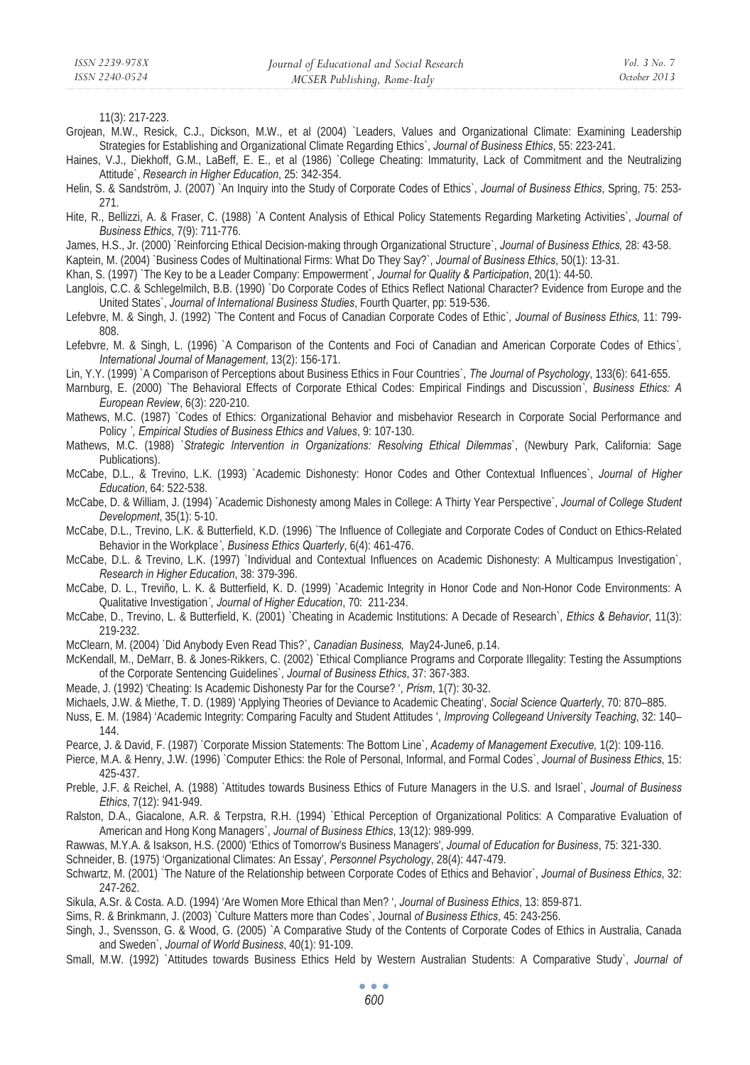11(3): 217-223.

Grojean, M.W., Resick, C.J., Dickson, M.W., et al (2004) `Leaders, Values and Organizational Climate: Examining Leadership Strategies for Establishing and Organizational Climate Regarding Ethics`, *Journal of Business Ethics*, 55: 223-241.

Haines, V.J., Diekhoff, G.M., LaBeff, E. E., et al (1986) `College Cheating: Immaturity, Lack of Commitment and the Neutralizing Attitude`, *Research in Higher Education*, 25: 342-354.

Helin, S. & Sandström, J. (2007) `An Inquiry into the Study of Corporate Codes of Ethics`, *Journal of Business Ethics*, Spring, 75: 253-271.

Hite, R., Bellizzi, A. & Fraser, C. (1988) `A Content Analysis of Ethical Policy Statements Regarding Marketing Activities`, *Journal of Business Ethics*, 7(9): 711-776.

James, H.S., Jr. (2000) `Reinforcing Ethical Decision-making through Organizational Structure`, *Journal of Business Ethics,* 28: 43-58.

Kaptein, M. (2004) `Business Codes of Multinational Firms: What Do They Say?`, *Journal of Business Ethics*, 50(1): 13-31.

Khan, S. (1997) `The Key to be a Leader Company: Empowerment`, *Journal for Quality & Participation*, 20(1): 44-50.

Langlois, C.C. & Schlegelmilch, B.B. (1990) `Do Corporate Codes of Ethics Reflect National Character? Evidence from Europe and the United States`, *Journal of International Business Studies*, Fourth Quarter, pp: 519-536.

Lefebvre, M. & Singh, J. (1992) `The Content and Focus of Canadian Corporate Codes of Ethic`*, Journal of Business Ethics,* 11: 799-808.

Lefebvre, M. & Singh, L. (1996) `A Comparison of the Contents and Foci of Canadian and American Corporate Codes of Ethics`*, International Journal of Management*, 13(2): 156-171.

Lin, Y.Y. (1999) `A Comparison of Perceptions about Business Ethics in Four Countries`, *The Journal of Psychology*, 133(6): 641-655.

Marnburg, E. (2000) `The Behavioral Effects of Corporate Ethical Codes: Empirical Findings and Discussion`*, Business Ethics: A European Review*, 6(3): 220-210.

Mathews, M.C. (1987) `Codes of Ethics: Organizational Behavior and misbehavior Research in Corporate Social Performance and Policy `*, Empirical Studies of Business Ethics and Values*, 9: 107-130.

Mathews, M.C. (1988) `*Strategic Intervention in Organizations: Resolving Ethical Dilemmas*`, (Newbury Park, California: Sage Publications).

McCabe, D.L., & Trevino, L.K. (1993) `Academic Dishonesty: Honor Codes and Other Contextual Influences`, *Journal of Higher Education*, 64: 522-538.

McCabe, D. & William, J. (1994) `Academic Dishonesty among Males in College: A Thirty Year Perspective`, *Journal of College Student Development*, 35(1): 5-10.

McCabe, D.L., Trevino, L.K. & Butterfield, K.D. (1996) `The Influence of Collegiate and Corporate Codes of Conduct on Ethics-Related Behavior in the Workplace`*, Business Ethics Quarterly*, 6(4): 461-476.

McCabe, D.L. & Trevino, L.K. (1997) `Individual and Contextual Influences on Academic Dishonesty: A Multicampus Investigation`, *Research in Higher Education*, 38: 379-396.

McCabe, D. L., Treviño, L. K. & Butterfield, K. D. (1999) `Academic Integrity in Honor Code and Non-Honor Code Environments: A Qualitative Investigation`, *Journal of Higher Education*, 70: 211-234.

McCabe, D., Trevino, L. & Butterfield, K. (2001) `Cheating in Academic Institutions: A Decade of Research`, *Ethics & Behavior*, 11(3): 219-232.

McClearn, M. (2004) `Did Anybody Even Read This?`, *Canadian Business,* May24-June6, p.14.

McKendall, M., DeMarr, B. & Jones-Rikkers, C. (2002) `Ethical Compliance Programs and Corporate Illegality: Testing the Assumptions of the Corporate Sentencing Guidelines`, *Journal of Business Ethics*, 37: 367-383.

Meade, J. (1992) 'Cheating: Is Academic Dishonesty Par for the Course? ', *Prism*, 1(7): 30-32.

Michaels, J.W. & Miethe, T. D. (1989) 'Applying Theories of Deviance to Academic Cheating', *Social Science Quarterly*, 70: 870–885.

Nuss, E. M. (1984) 'Academic Integrity: Comparing Faculty and Student Attitudes ', *Improving Collegeand University Teaching*, 32: 140–144.

Pearce, J. & David, F. (1987) `Corporate Mission Statements: The Bottom Line`, *Academy of Management Executive,* 1(2): 109-116.

Pierce, M.A. & Henry, J.W. (1996) `Computer Ethics: the Role of Personal, Informal, and Formal Codes`, *Journal of Business Ethics*, 15: 425-437.

Preble, J.F. & Reichel, A. (1988) `Attitudes towards Business Ethics of Future Managers in the U.S. and Israel`, *Journal of Business Ethics*, 7(12): 941-949.

Ralston, D.A., Giacalone, A.R. & Terpstra, R.H. (1994) `Ethical Perception of Organizational Politics: A Comparative Evaluation of American and Hong Kong Managers`, *Journal of Business Ethics*, 13(12): 989-999.

Rawwas, M.Y.A. & Isakson, H.S. (2000) 'Ethics of Tomorrow's Business Managers', *Journal of Education for Business*, 75: 321-330.

Schneider, B. (1975) 'Organizational Climates: An Essay', *Personnel Psychology*, 28(4): 447-479.

Schwartz, M. (2001) `The Nature of the Relationship between Corporate Codes of Ethics and Behavior`, *Journal of Business Ethics*, 32: 247-262.

Sikula, A.Sr. & Costa. A.D. (1994) 'Are Women More Ethical than Men? ', *Journal of Business Ethics*, 13: 859-871.

Sims, R. & Brinkmann, J. (2003) `Culture Matters more than Codes`, Journal *of Business Ethics*, 45: 243-256.

Singh, J., Svensson, G. & Wood, G. (2005) `A Comparative Study of the Contents of Corporate Codes of Ethics in Australia, Canada and Sweden`, *Journal of World Business*, 40(1): 91-109.

Small, M.W. (1992) `Attitudes towards Business Ethics Held by Western Australian Students: A Comparative Study`, *Journal of*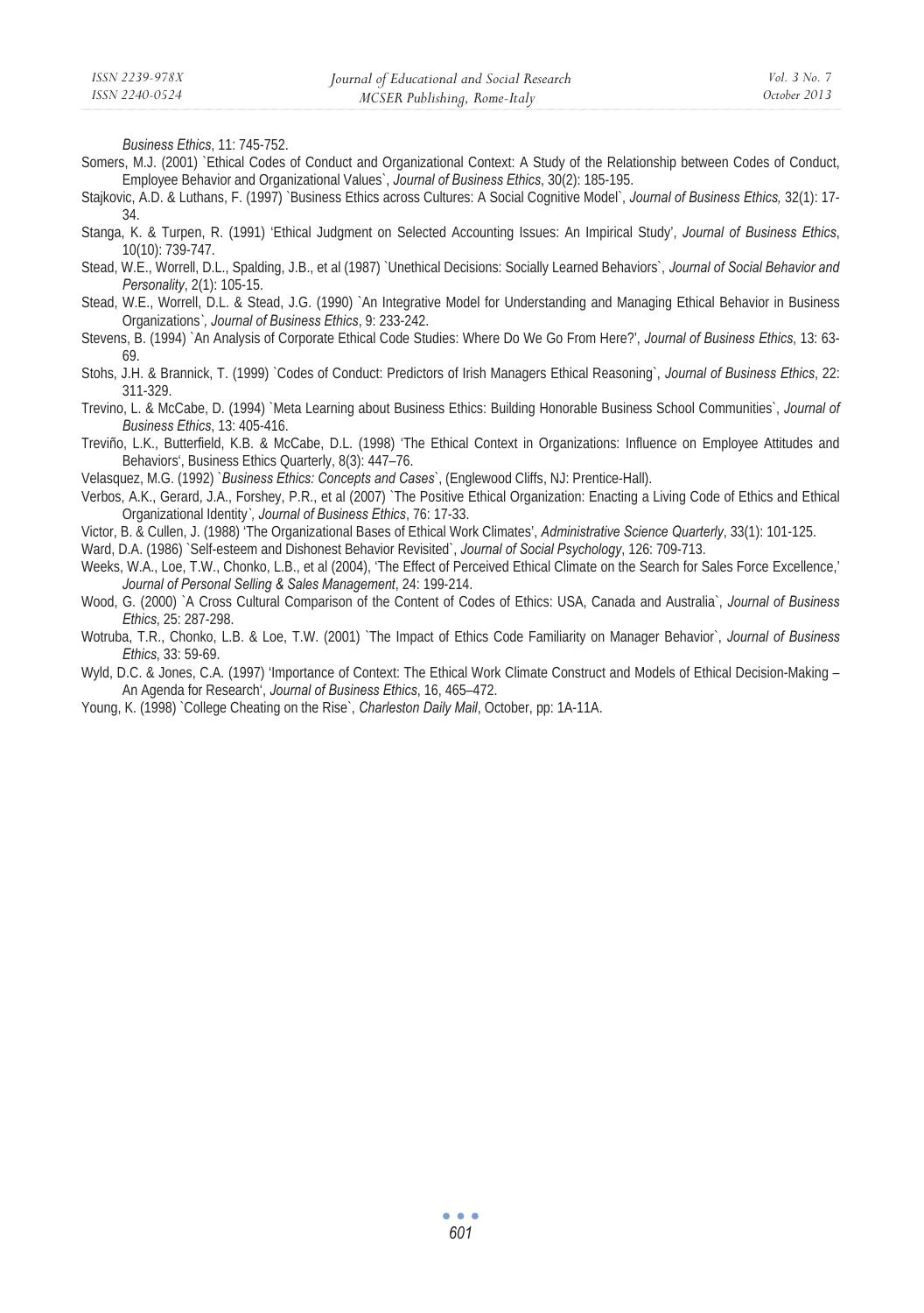*Business Ethics*, 11: 745-752.

Somers, M.J. (2001) `Ethical Codes of Conduct and Organizational Context: A Study of the Relationship between Codes of Conduct, Employee Behavior and Organizational Values`, *Journal of Business Ethics*, 30(2): 185-195.

Stajkovic, A.D. & Luthans, F. (1997) `Business Ethics across Cultures: A Social Cognitive Model`, *Journal of Business Ethics,* 32(1): 17-34.

Stanga, K. & Turpen, R. (1991) 'Ethical Judgment on Selected Accounting Issues: An Impirical Study', *Journal of Business Ethics*, 10(10): 739-747.

Stead, W.E., Worrell, D.L., Spalding, J.B., et al (1987) `Unethical Decisions: Socially Learned Behaviors`, *Journal of Social Behavior and Personality*, 2(1): 105-15.

Stead, W.E., Worrell, D.L. & Stead, J.G. (1990) `An Integrative Model for Understanding and Managing Ethical Behavior in Business Organizations`, *Journal of Business Ethics*, 9: 233-242.

Stevens, B. (1994) `An Analysis of Corporate Ethical Code Studies: Where Do We Go From Here?', *Journal of Business Ethics*, 13: 63-69.

Stohs, J.H. & Brannick, T. (1999) `Codes of Conduct: Predictors of Irish Managers Ethical Reasoning`, *Journal of Business Ethics*, 22: 311-329.

Trevino, L. & McCabe, D. (1994) `Meta Learning about Business Ethics: Building Honorable Business School Communities`, *Journal of Business Ethics*, 13: 405-416.

Treviño, L.K., Butterfield, K.B. & McCabe, D.L. (1998) 'The Ethical Context in Organizations: Influence on Employee Attitudes and Behaviors', Business Ethics Quarterly, 8(3): 447–76.

Velasquez, M.G. (1992) `*Business Ethics: Concepts and Cases*`, (Englewood Cliffs, NJ: Prentice-Hall).

Verbos, A.K., Gerard, J.A., Forshey, P.R., et al (2007) `The Positive Ethical Organization: Enacting a Living Code of Ethics and Ethical Organizational Identity`, *Journal of Business Ethics*, 76: 17-33.

Victor, B. & Cullen, J. (1988) 'The Organizational Bases of Ethical Work Climates', *Administrative Science Quarterly*, 33(1): 101-125.

Ward, D.A. (1986) `Self-esteem and Dishonest Behavior Revisited`, *Journal of Social Psychology*, 126: 709-713.

Weeks, W.A., Loe, T.W., Chonko, L.B., et al (2004), 'The Effect of Perceived Ethical Climate on the Search for Sales Force Excellence,' *Journal of Personal Selling & Sales Management*, 24: 199-214.

Wood, G. (2000) `A Cross Cultural Comparison of the Content of Codes of Ethics: USA, Canada and Australia`, *Journal of Business Ethics*, 25: 287-298.

Wotruba, T.R., Chonko, L.B. & Loe, T.W. (2001) `The Impact of Ethics Code Familiarity on Manager Behavior`, *Journal of Business Ethics*, 33: 59-69.

Wyld, D.C. & Jones, C.A. (1997) 'Importance of Context: The Ethical Work Climate Construct and Models of Ethical Decision-Making – An Agenda for Research', *Journal of Business Ethics*, 16, 465–472.

Young, K. (1998) `College Cheating on the Rise`, *Charleston Daily Mail*, October, pp: 1A-11A.